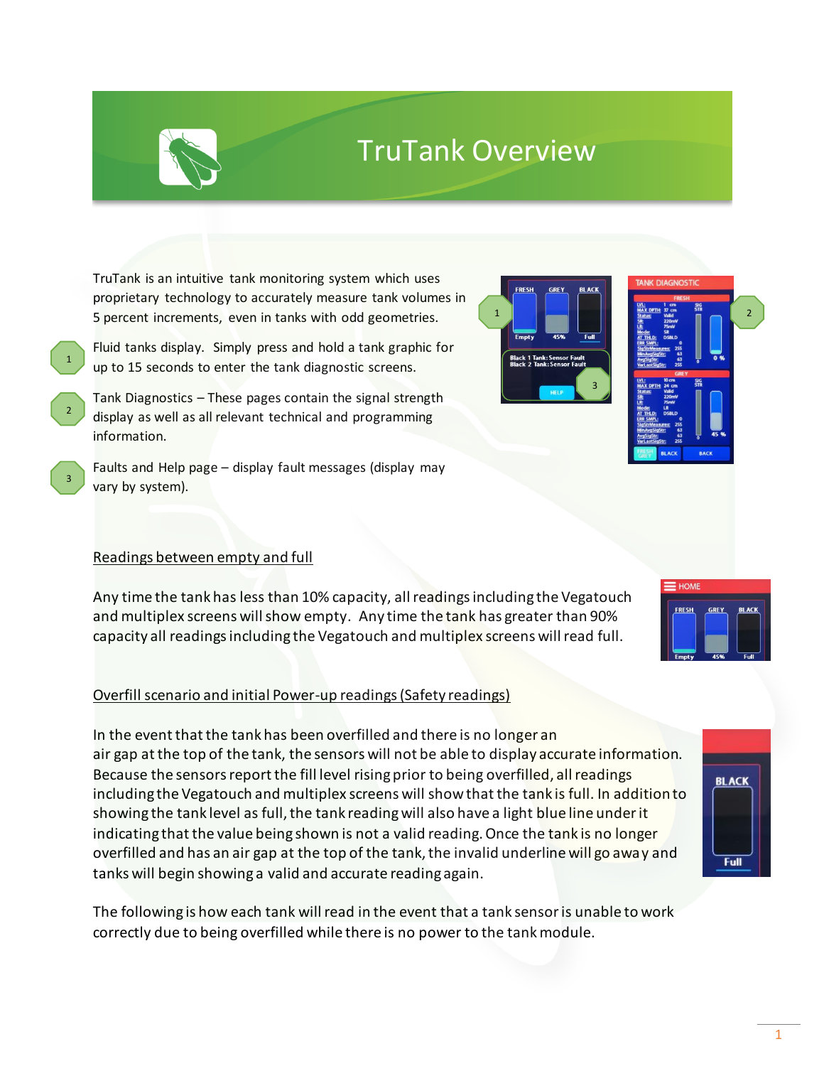# TruTank Overview

TruTank is an intuitive tank monitoring system which uses proprietary technology to accurately measure tank volumes in 5 percent increments, even in tanks with odd geometries.

1. Fluid tanks display. Simply press and hold a tank graphic for up to 15 seconds to enter the tank diagnostic screens.
2. Tank Diagnostics – These pages contain the signal strength display as well as all relevant technical and programming information.
3. Faults and Help page – display fault messages (display may vary by system).

## Readings between empty and full

Any time the tank has less than 10% capacity, all readings including the Vegatouch and multiplex screens will show empty. Any time the tank has greater than 90% capacity all readings including the Vegatouch and multiplex screens will read full.

## Overfill scenario and initial Power-up readings (Safety readings)

In the event that the tank has been overfilled and there is no longer an air gap at the top of the tank, the sensors will not be able to display accurate information. Because the sensors report the fill level rising prior to being overfilled, all readings including the Vegatouch and multiplex screens will show that the tank is full. In addition to showing the tank level as full, the tank reading will also have a light blue line under it indicating that the value being shown is not a valid reading. Once the tank is no longer overfilled and has an air gap at the top of the tank, the invalid underline will go away and tanks will begin showing a valid and accurate reading again.

The following is how each tank will read in the event that a tank sensor is unable to work correctly due to being overfilled while there is no power to the tank module.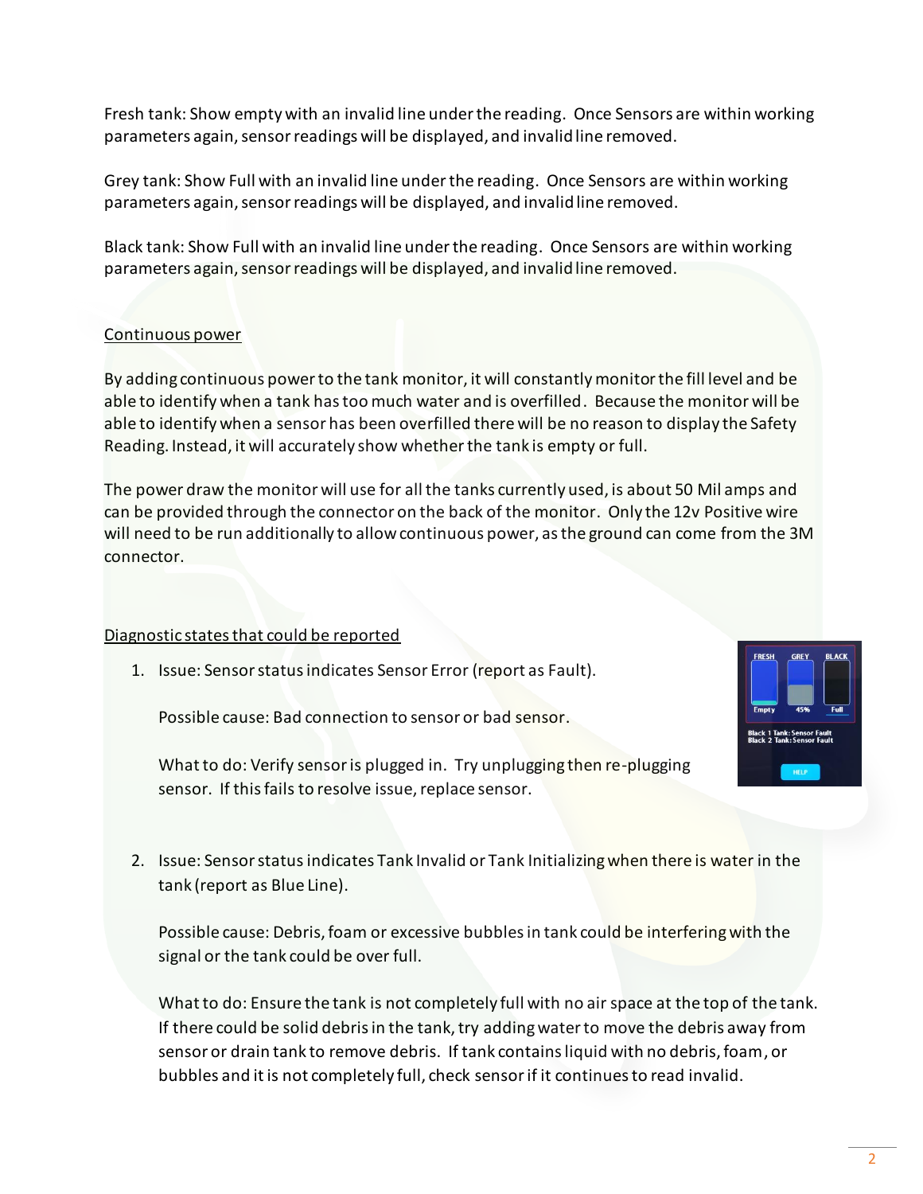Fresh tank: Show empty with an invalid line under the reading. Once Sensors are within working parameters again, sensor readings will be displayed, and invalid line removed.

Grey tank: Show Full with an invalid line under the reading. Once Sensors are within working parameters again, sensor readings will be displayed, and invalid line removed.

Black tank: Show Full with an invalid line under the reading. Once Sensors are within working parameters again, sensor readings will be displayed, and invalid line removed.

## Continuous power

By adding continuous power to the tank monitor, it will constantly monitor the fill level and be able to identify when a tank has too much water and is overfilled. Because the monitor will be able to identify when a sensor has been overfilled there will be no reason to display the Safety Reading. Instead, it will accurately show whether the tank is empty or full.

The power draw the monitor will use for all the tanks currently used, is about 50 Mil amps and can be provided through the connector on the back of the monitor. Only the 12v Positive wire will need to be run additionally to allow continuous power, as the ground can come from the 3M connector.

## Diagnostic states that could be reported

1. Issue: Sensor status indicates Sensor Error (report as Fault).

   Possible cause: Bad connection to sensor or bad sensor.

   What to do: Verify sensor is plugged in. Try unplugging then re-plugging sensor. If this fails to resolve issue, replace sensor.

2. Issue: Sensor status indicates Tank Invalid or Tank Initializing when there is water in the tank (report as Blue Line).

   Possible cause: Debris, foam or excessive bubbles in tank could be interfering with the signal or the tank could be over full.

   What to do: Ensure the tank is not completely full with no air space at the top of the tank. If there could be solid debris in the tank, try adding water to move the debris away from sensor or drain tank to remove debris. If tank contains liquid with no debris, foam, or bubbles and it is not completely full, check sensor if it continues to read invalid.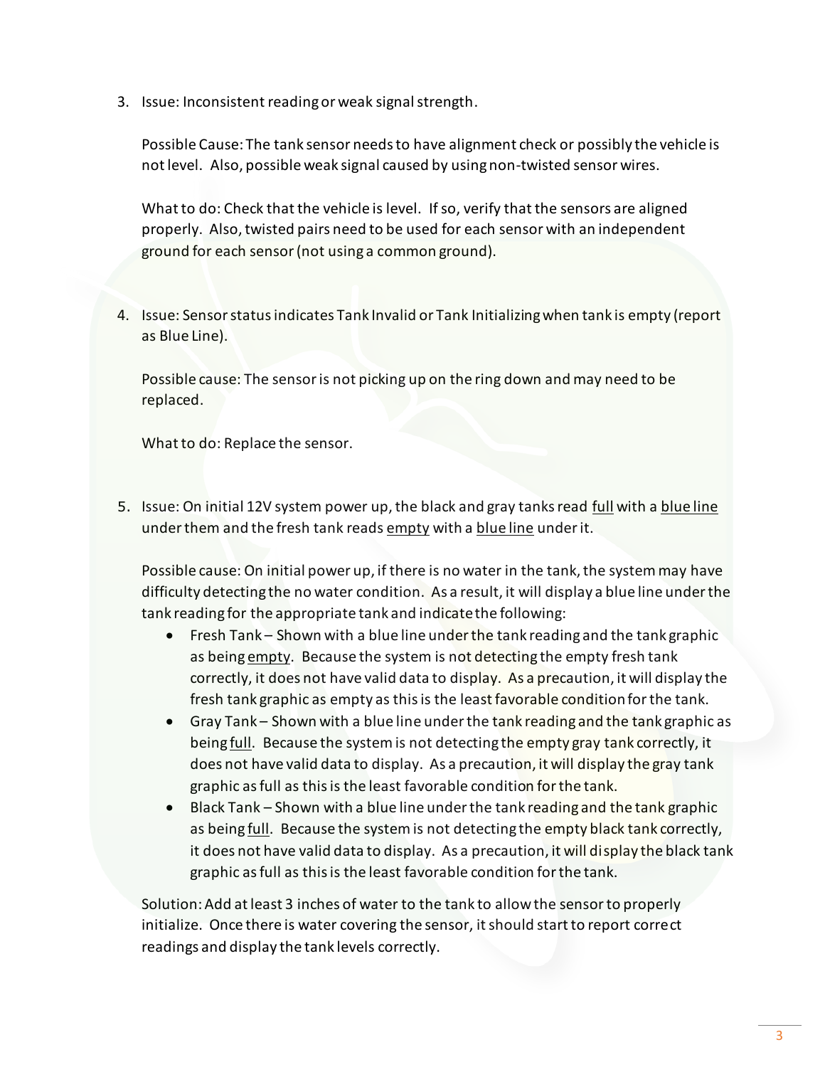3. Issue: Inconsistent reading or weak signal strength.

   Possible Cause: The tank sensor needs to have alignment check or possibly the vehicle is not level. Also, possible weak signal caused by using non-twisted sensor wires.

   What to do: Check that the vehicle is level. If so, verify that the sensors are aligned properly. Also, twisted pairs need to be used for each sensor with an independent ground for each sensor (not using a common ground).

4. Issue: Sensor status indicates Tank Invalid or Tank Initializing when tank is empty (report as Blue Line).

   Possible cause: The sensor is not picking up on the ring down and may need to be replaced.

   What to do: Replace the sensor.

5. Issue: On initial 12V system power up, the black and gray tanks read <u>full</u> with a <u>blue line</u> under them and the fresh tank reads <u>empty</u> with a <u>blue line</u> under it.

   Possible cause: On initial power up, if there is no water in the tank, the system may have difficulty detecting the no water condition. As a result, it will display a blue line under the tank reading for the appropriate tank and indicate the following:

   - Fresh Tank – Shown with a blue line under the tank reading and the tank graphic as being <u>empty</u>. Because the system is not detecting the empty fresh tank correctly, it does not have valid data to display. As a precaution, it will display the fresh tank graphic as empty as this is the least favorable condition for the tank.
   - Gray Tank – Shown with a blue line under the tank reading and the tank graphic as being <u>full</u>. Because the system is not detecting the empty gray tank correctly, it does not have valid data to display. As a precaution, it will display the gray tank graphic as full as this is the least favorable condition for the tank.
   - Black Tank – Shown with a blue line under the tank reading and the tank graphic as being <u>full</u>. Because the system is not detecting the empty black tank correctly, it does not have valid data to display. As a precaution, it will display the black tank graphic as full as this is the least favorable condition for the tank.

   Solution: Add at least 3 inches of water to the tank to allow the sensor to properly initialize. Once there is water covering the sensor, it should start to report correct readings and display the tank levels correctly.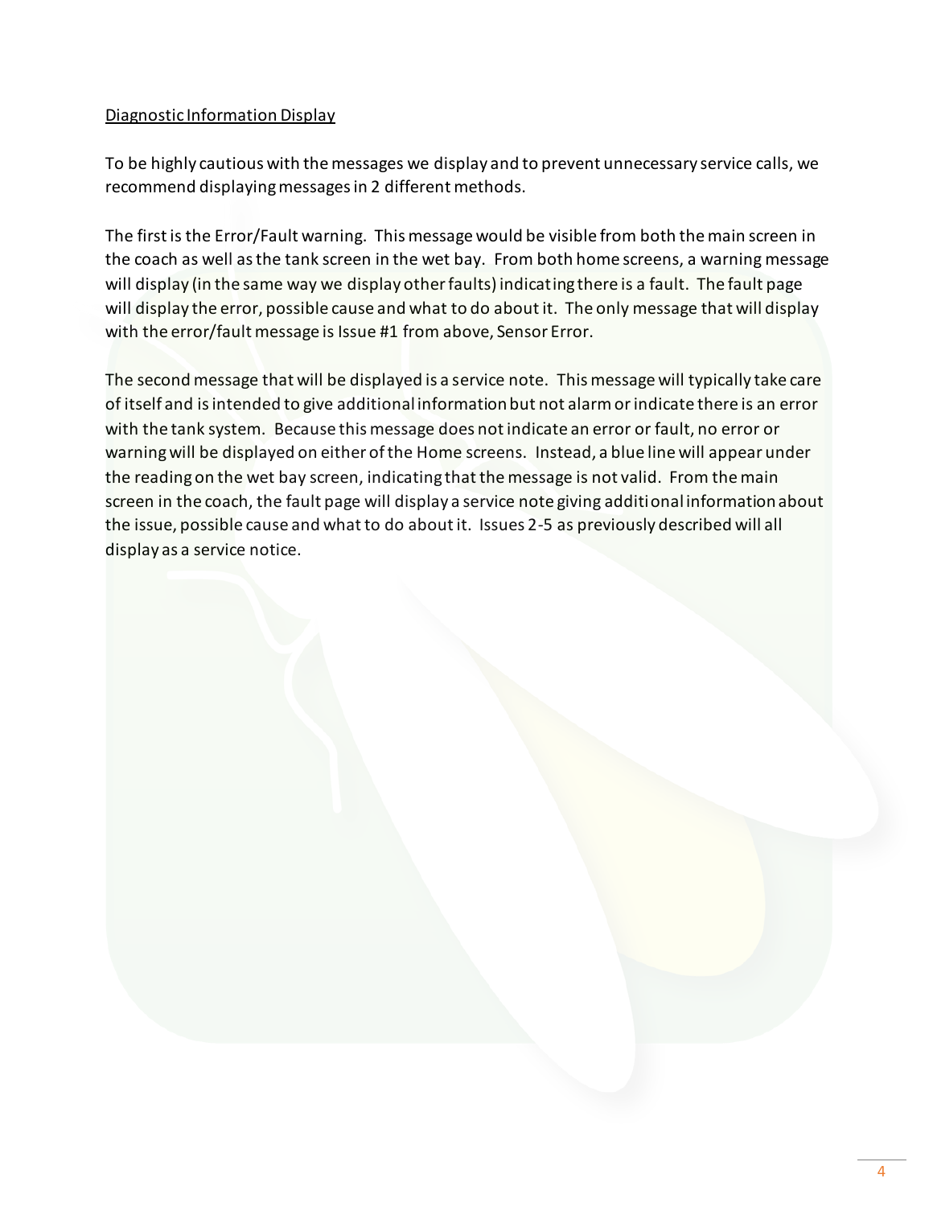Diagnostic Information Display

To be highly cautious with the messages we display and to prevent unnecessary service calls, we recommend displaying messages in 2 different methods.

The first is the Error/Fault warning. This message would be visible from both the main screen in the coach as well as the tank screen in the wet bay. From both home screens, a warning message will display (in the same way we display other faults) indicating there is a fault. The fault page will display the error, possible cause and what to do about it. The only message that will display with the error/fault message is Issue #1 from above, Sensor Error.

The second message that will be displayed is a service note. This message will typically take care of itself and is intended to give additional information but not alarm or indicate there is an error with the tank system. Because this message does not indicate an error or fault, no error or warning will be displayed on either of the Home screens. Instead, a blue line will appear under the reading on the wet bay screen, indicating that the message is not valid. From the main screen in the coach, the fault page will display a service note giving additional information about the issue, possible cause and what to do about it. Issues 2-5 as previously described will all display as a service notice.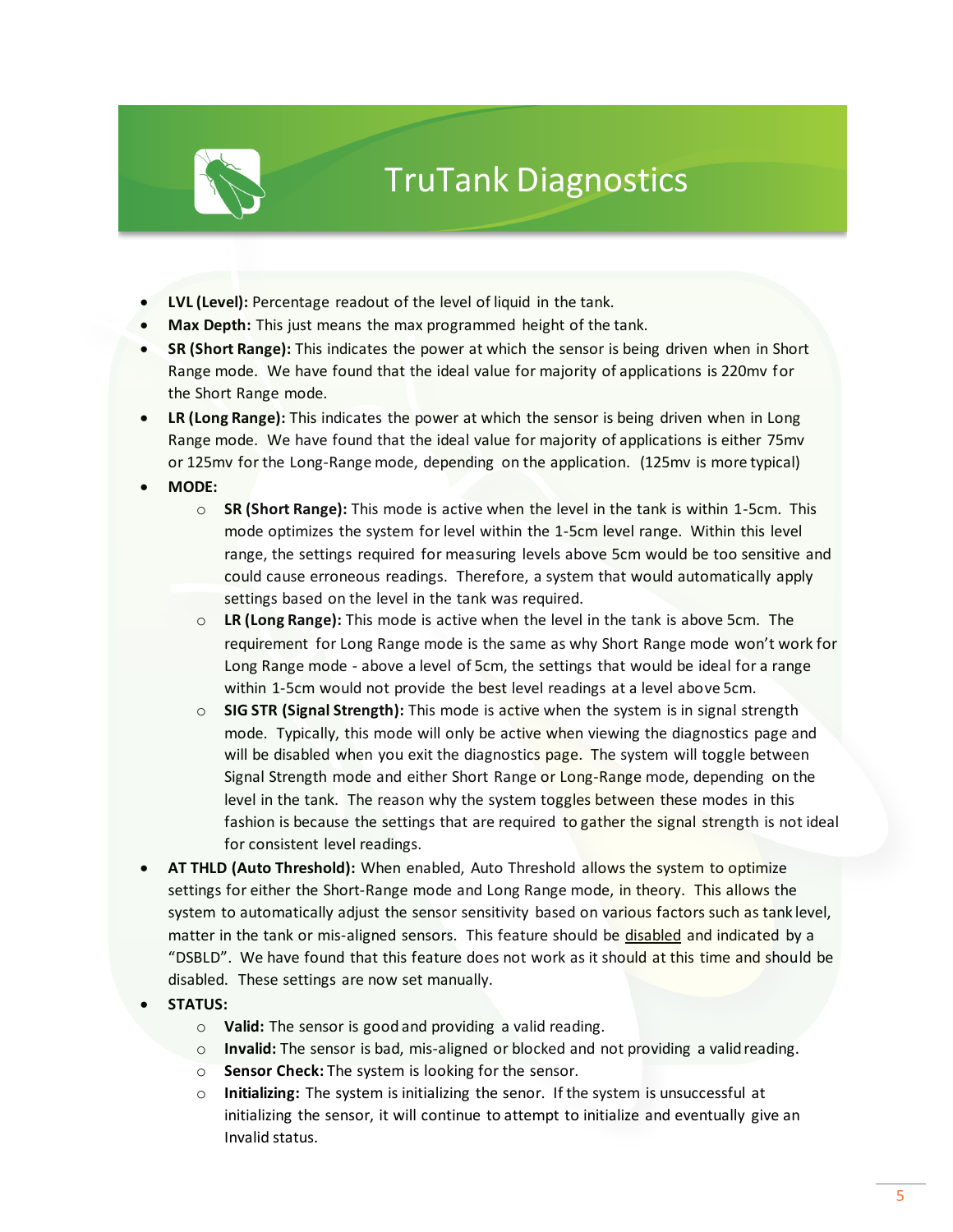# TruTank Diagnostics

- **LVL (Level):** Percentage readout of the level of liquid in the tank.
- **Max Depth:** This just means the max programmed height of the tank.
- **SR (Short Range):** This indicates the power at which the sensor is being driven when in Short Range mode. We have found that the ideal value for majority of applications is 220mv for the Short Range mode.
- **LR (Long Range):** This indicates the power at which the sensor is being driven when in Long Range mode. We have found that the ideal value for majority of applications is either 75mv or 125mv for the Long-Range mode, depending on the application. (125mv is more typical)
- **MODE:**
  - **SR (Short Range):** This mode is active when the level in the tank is within 1-5cm. This mode optimizes the system for level within the 1-5cm level range. Within this level range, the settings required for measuring levels above 5cm would be too sensitive and could cause erroneous readings. Therefore, a system that would automatically apply settings based on the level in the tank was required.
  - **LR (Long Range):** This mode is active when the level in the tank is above 5cm. The requirement for Long Range mode is the same as why Short Range mode won't work for Long Range mode - above a level of 5cm, the settings that would be ideal for a range within 1-5cm would not provide the best level readings at a level above 5cm.
  - **SIG STR (Signal Strength):** This mode is active when the system is in signal strength mode. Typically, this mode will only be active when viewing the diagnostics page and will be disabled when you exit the diagnostics page. The system will toggle between Signal Strength mode and either Short Range or Long-Range mode, depending on the level in the tank. The reason why the system toggles between these modes in this fashion is because the settings that are required to gather the signal strength is not ideal for consistent level readings.
- **AT THLD (Auto Threshold):** When enabled, Auto Threshold allows the system to optimize settings for either the Short-Range mode and Long Range mode, in theory. This allows the system to automatically adjust the sensor sensitivity based on various factors such as tank level, matter in the tank or mis-aligned sensors. This feature should be disabled and indicated by a "DSBLD". We have found that this feature does not work as it should at this time and should be disabled. These settings are now set manually.
- **STATUS:**
  - **Valid:** The sensor is good and providing a valid reading.
  - **Invalid:** The sensor is bad, mis-aligned or blocked and not providing a valid reading.
  - **Sensor Check:** The system is looking for the sensor.
  - **Initializing:** The system is initializing the senor. If the system is unsuccessful at initializing the sensor, it will continue to attempt to initialize and eventually give an Invalid status.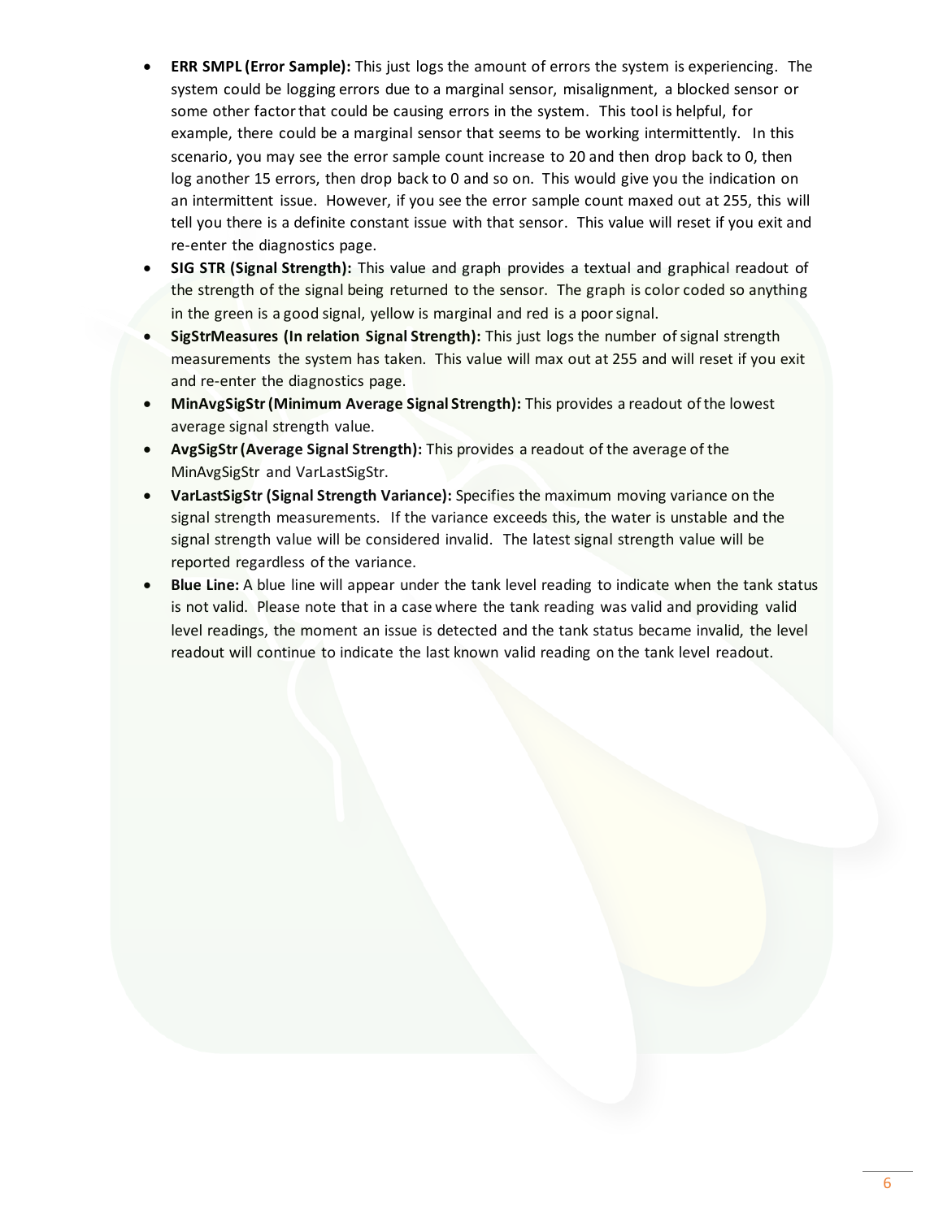- **ERR SMPL (Error Sample):** This just logs the amount of errors the system is experiencing. The system could be logging errors due to a marginal sensor, misalignment, a blocked sensor or some other factor that could be causing errors in the system. This tool is helpful, for example, there could be a marginal sensor that seems to be working intermittently. In this scenario, you may see the error sample count increase to 20 and then drop back to 0, then log another 15 errors, then drop back to 0 and so on. This would give you the indication on an intermittent issue. However, if you see the error sample count maxed out at 255, this will tell you there is a definite constant issue with that sensor. This value will reset if you exit and re-enter the diagnostics page.
- **SIG STR (Signal Strength):** This value and graph provides a textual and graphical readout of the strength of the signal being returned to the sensor. The graph is color coded so anything in the green is a good signal, yellow is marginal and red is a poor signal.
- **SigStrMeasures (In relation Signal Strength):** This just logs the number of signal strength measurements the system has taken. This value will max out at 255 and will reset if you exit and re-enter the diagnostics page.
- **MinAvgSigStr (Minimum Average Signal Strength):** This provides a readout of the lowest average signal strength value.
- **AvgSigStr (Average Signal Strength):** This provides a readout of the average of the MinAvgSigStr and VarLastSigStr.
- **VarLastSigStr (Signal Strength Variance):** Specifies the maximum moving variance on the signal strength measurements. If the variance exceeds this, the water is unstable and the signal strength value will be considered invalid. The latest signal strength value will be reported regardless of the variance.
- **Blue Line:** A blue line will appear under the tank level reading to indicate when the tank status is not valid. Please note that in a case where the tank reading was valid and providing valid level readings, the moment an issue is detected and the tank status became invalid, the level readout will continue to indicate the last known valid reading on the tank level readout.